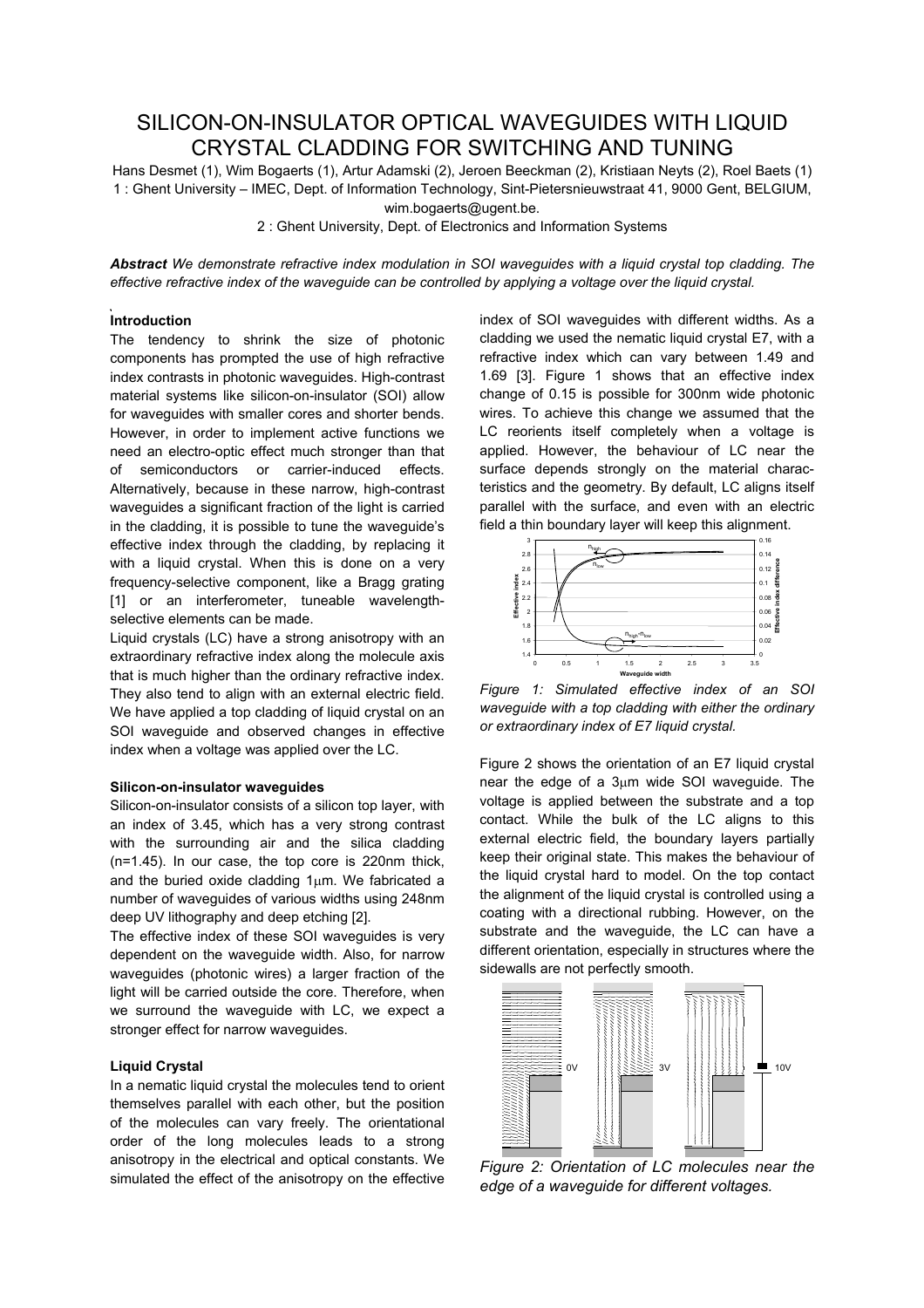# SILICON-ON-INSULATOR OPTICAL WAVEGUIDES WITH LIQUID CRYSTAL CLADDING FOR SWITCHING AND TUNING

Hans Desmet (1), Wim Bogaerts (1), Artur Adamski (2), Jeroen Beeckman (2), Kristiaan Neyts (2), Roel Baets (1)

1 : Ghent University – IMEC, Dept. of Information Technology, Sint-Pietersnieuwstraat 41, 9000 Gent, BELGIUM, wim.bogaerts@ugent.be.

2 : Ghent University, Dept. of Electronics and Information Systems

***Abstract*** *We demonstrate refractive index modulation in SOI waveguides with a liquid crystal top cladding. The effective refractive index of the waveguide can be controlled by applying a voltage over the liquid crystal.*

## Introduction

The tendency to shrink the size of photonic components has prompted the use of high refractive index contrasts in photonic waveguides. High-contrast material systems like silicon-on-insulator (SOI) allow for waveguides with smaller cores and shorter bends. However, in order to implement active functions we need an electro-optic effect much stronger than that of semiconductors or carrier-induced effects. Alternatively, because in these narrow, high-contrast waveguides a significant fraction of the light is carried in the cladding, it is possible to tune the waveguide's effective index through the cladding, by replacing it with a liquid crystal. When this is done on a very frequency-selective component, like a Bragg grating [1] or an interferometer, tuneable wavelength-selective elements can be made.

Liquid crystals (LC) have a strong anisotropy with an extraordinary refractive index along the molecule axis that is much higher than the ordinary refractive index. They also tend to align with an external electric field. We have applied a top cladding of liquid crystal on an SOI waveguide and observed changes in effective index when a voltage was applied over the LC.

## Silicon-on-insulator waveguides

Silicon-on-insulator consists of a silicon top layer, with an index of 3.45, which has a very strong contrast with the surrounding air and the silica cladding (n=1.45). In our case, the top core is 220nm thick, and the buried oxide cladding 1μm. We fabricated a number of waveguides of various widths using 248nm deep UV lithography and deep etching [2].

The effective index of these SOI waveguides is very dependent on the waveguide width. Also, for narrow waveguides (photonic wires) a larger fraction of the light will be carried outside the core. Therefore, when we surround the waveguide with LC, we expect a stronger effect for narrow waveguides.

## Liquid Crystal

In a nematic liquid crystal the molecules tend to orient themselves parallel with each other, but the position of the molecules can vary freely. The orientational order of the long molecules leads to a strong anisotropy in the electrical and optical constants. We simulated the effect of the anisotropy on the effective index of SOI waveguides with different widths. As a cladding we used the nematic liquid crystal E7, with a refractive index which can vary between 1.49 and 1.69 [3]. Figure 1 shows that an effective index change of 0.15 is possible for 300nm wide photonic wires. To achieve this change we assumed that the LC reorients itself completely when a voltage is applied. However, the behaviour of LC near the surface depends strongly on the material characteristics and the geometry. By default, LC aligns itself parallel with the surface, and even with an electric field a thin boundary layer will keep this alignment.

*Figure 1: Simulated effective index of an SOI waveguide with a top cladding with either the ordinary or extraordinary index of E7 liquid crystal.*

Figure 2 shows the orientation of an E7 liquid crystal near the edge of a 3μm wide SOI waveguide. The voltage is applied between the substrate and a top contact. While the bulk of the LC aligns to this external electric field, the boundary layers partially keep their original state. This makes the behaviour of the liquid crystal hard to model. On the top contact the alignment of the liquid crystal is controlled using a coating with a directional rubbing. However, on the substrate and the waveguide, the LC can have a different orientation, especially in structures where the sidewalls are not perfectly smooth.

*Figure 2: Orientation of LC molecules near the edge of a waveguide for different voltages.*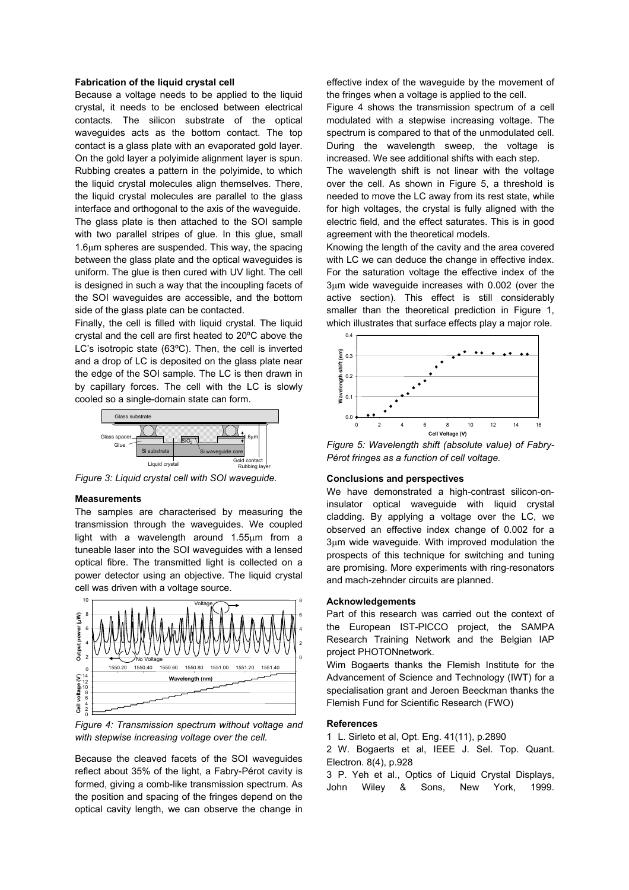### Fabrication of the liquid crystal cell

Because a voltage needs to be applied to the liquid crystal, it needs to be enclosed between electrical contacts. The silicon substrate of the optical waveguides acts as the bottom contact. The top contact is a glass plate with an evaporated gold layer. On the gold layer a polyimide alignment layer is spun. Rubbing creates a pattern in the polyimide, to which the liquid crystal molecules align themselves. There, the liquid crystal molecules are parallel to the glass interface and orthogonal to the axis of the waveguide.

The glass plate is then attached to the SOI sample with two parallel stripes of glue. In this glue, small 1.6μm spheres are suspended. This way, the spacing between the glass plate and the optical waveguides is uniform. The glue is then cured with UV light. The cell is designed in such a way that the incoupling facets of the SOI waveguides are accessible, and the bottom side of the glass plate can be contacted.

Finally, the cell is filled with liquid crystal. The liquid crystal and the cell are first heated to 20ºC above the LC's isotropic state (63ºC). Then, the cell is inverted and a drop of LC is deposited on the glass plate near the edge of the SOI sample. The LC is then drawn in by capillary forces. The cell with the LC is slowly cooled so a single-domain state can form.

Glass substrate
Glass spacer
Glue
$SiO_2$
6μm
Si substrate
Si waveguide core
Liquid crystal
Gold contact
Rubbing layer

*Figure 3: Liquid crystal cell with SOI waveguide.*

### Measurements

The samples are characterised by measuring the transmission through the waveguides. We coupled light with a wavelength around 1.55μm from a tuneable laser into the SOI waveguides with a lensed optical fibre. The transmitted light is collected on a power detector using an objective. The liquid crystal cell was driven with a voltage source.

Output power (μW)
Voltage
No Voltage
Wavelength (nm)
1550.20 1550.40 1550.60 1550.80 1551.00 1551.20 1551.40
Cell voltage (V)

*Figure 4: Transmission spectrum without voltage and with stepwise increasing voltage over the cell.*

Because the cleaved facets of the SOI waveguides reflect about 35% of the light, a Fabry-Pérot cavity is formed, giving a comb-like transmission spectrum. As the position and spacing of the fringes depend on the optical cavity length, we can observe the change in effective index of the waveguide by the movement of the fringes when a voltage is applied to the cell.

Figure 4 shows the transmission spectrum of a cell modulated with a stepwise increasing voltage. The spectrum is compared to that of the unmodulated cell. During the wavelength sweep, the voltage is increased. We see additional shifts with each step.

The wavelength shift is not linear with the voltage over the cell. As shown in Figure 5, a threshold is needed to move the LC away from its rest state, while for high voltages, the crystal is fully aligned with the electric field, and the effect saturates. This is in good agreement with the theoretical models.

Knowing the length of the cavity and the area covered with LC we can deduce the change in effective index. For the saturation voltage the effective index of the 3μm wide waveguide increases with 0.002 (over the active section). This effect is still considerably smaller than the theoretical prediction in Figure 1, which illustrates that surface effects play a major role.

Wavelength shift (nm)
Cell Voltage (V)

*Figure 5: Wavelength shift (absolute value) of Fabry-Pérot fringes as a function of cell voltage.*

### Conclusions and perspectives

We have demonstrated a high-contrast silicon-on-insulator optical waveguide with liquid crystal cladding. By applying a voltage over the LC, we observed an effective index change of 0.002 for a 3μm wide waveguide. With improved modulation the prospects of this technique for switching and tuning are promising. More experiments with ring-resonators and mach-zehnder circuits are planned.

### Acknowledgements

Part of this research was carried out the context of the European IST-PICCO project, the SAMPA Research Training Network and the Belgian IAP project PHOTONnetwork.

Wim Bogaerts thanks the Flemish Institute for the Advancement of Science and Technology (IWT) for a specialisation grant and Jeroen Beeckman thanks the Flemish Fund for Scientific Research (FWO)

### References

1 L. Sirleto et al, Opt. Eng. 41(11), p.2890

2 W. Bogaerts et al, IEEE J. Sel. Top. Quant. Electron. 8(4), p.928

3 P. Yeh et al., Optics of Liquid Crystal Displays, John Wiley & Sons, New York, 1999.